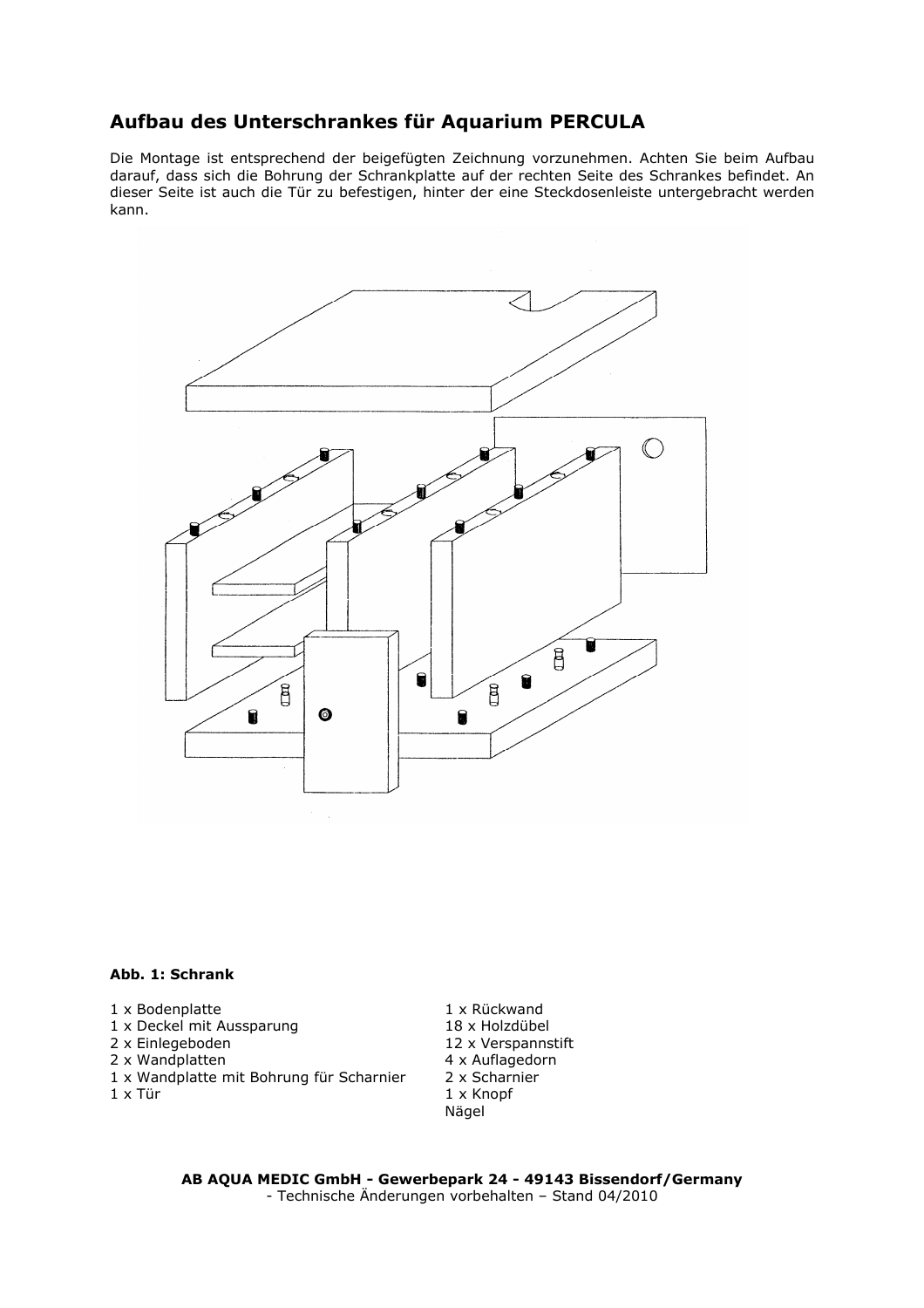## Aufbau des Unterschrankes für Aquarium PERCULA

Die Montage ist entsprechend der beigefügten Zeichnung vorzunehmen. Achten Sie beim Aufbau darauf, dass sich die Bohrung der Schrankplatte auf der rechten Seite des Schrankes befindet. An dieser Seite ist auch die Tür zu befestigen, hinter der eine Steckdosenleiste untergebracht werden kann.

**Abb. 1: Schrank**

1 x Bodenplatte
1 x Deckel mit Aussparung
2 x Einlegeboden
2 x Wandplatten
1 x Wandplatte mit Bohrung für Scharnier
1 x Tür

1 x Rückwand
18 x Holzdübel
12 x Verspannstift
4 x Auflagedorn
2 x Scharnier
1 x Knopf
Nägel

**AB AQUA MEDIC GmbH - Gewerbepark 24 - 49143 Bissendorf/Germany**
- Technische Änderungen vorbehalten – Stand 04/2010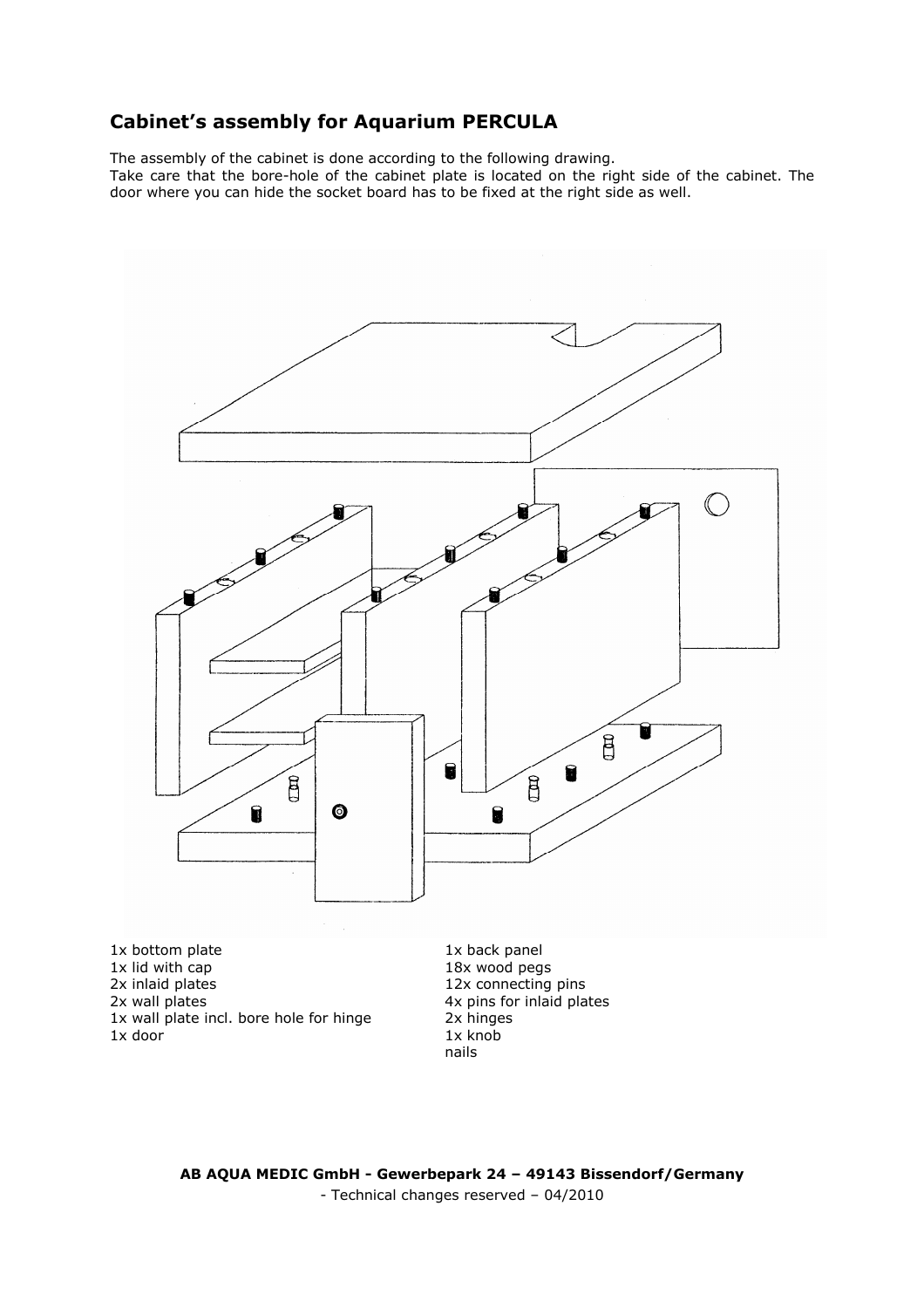## Cabinet's assembly for Aquarium PERCULA

The assembly of the cabinet is done according to the following drawing.
Take care that the bore-hole of the cabinet plate is located on the right side of the cabinet. The door where you can hide the socket board has to be fixed at the right side as well.

- 1x bottom plate
- 1x lid with cap
- 2x inlaid plates
- 2x wall plates
- 1x wall plate incl. bore hole for hinge
- 1x door
- 1x back panel
- 18x wood pegs
- 12x connecting pins
- 4x pins for inlaid plates
- 2x hinges
- 1x knob
- nails

**AB AQUA MEDIC GmbH - Gewerbepark 24 – 49143 Bissendorf/Germany**

- Technical changes reserved – 04/2010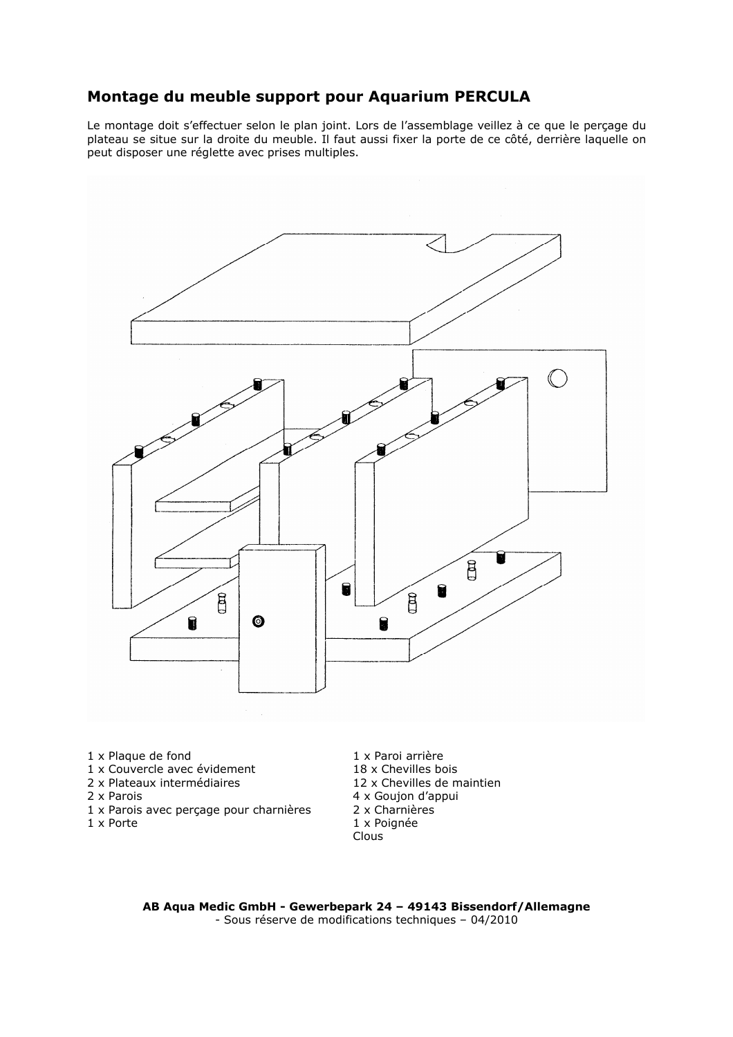## Montage du meuble support pour Aquarium PERCULA

Le montage doit s'effectuer selon le plan joint. Lors de l'assemblage veillez à ce que le perçage du plateau se situe sur la droite du meuble. Il faut aussi fixer la porte de ce côté, derrière laquelle on peut disposer une réglette avec prises multiples.

- 1 x Plaque de fond
- 1 x Couvercle avec évidement
- 2 x Plateaux intermédiaires
- 2 x Parois
- 1 x Parois avec perçage pour charnières
- 1 x Porte
- 1 x Paroi arrière
- 18 x Chevilles bois
- 12 x Chevilles de maintien
- 4 x Goujon d'appui
- 2 x Charnières
- 1 x Poignée
- Clous

**AB Aqua Medic GmbH - Gewerbepark 24 – 49143 Bissendorf/Allemagne**
- Sous réserve de modifications techniques – 04/2010